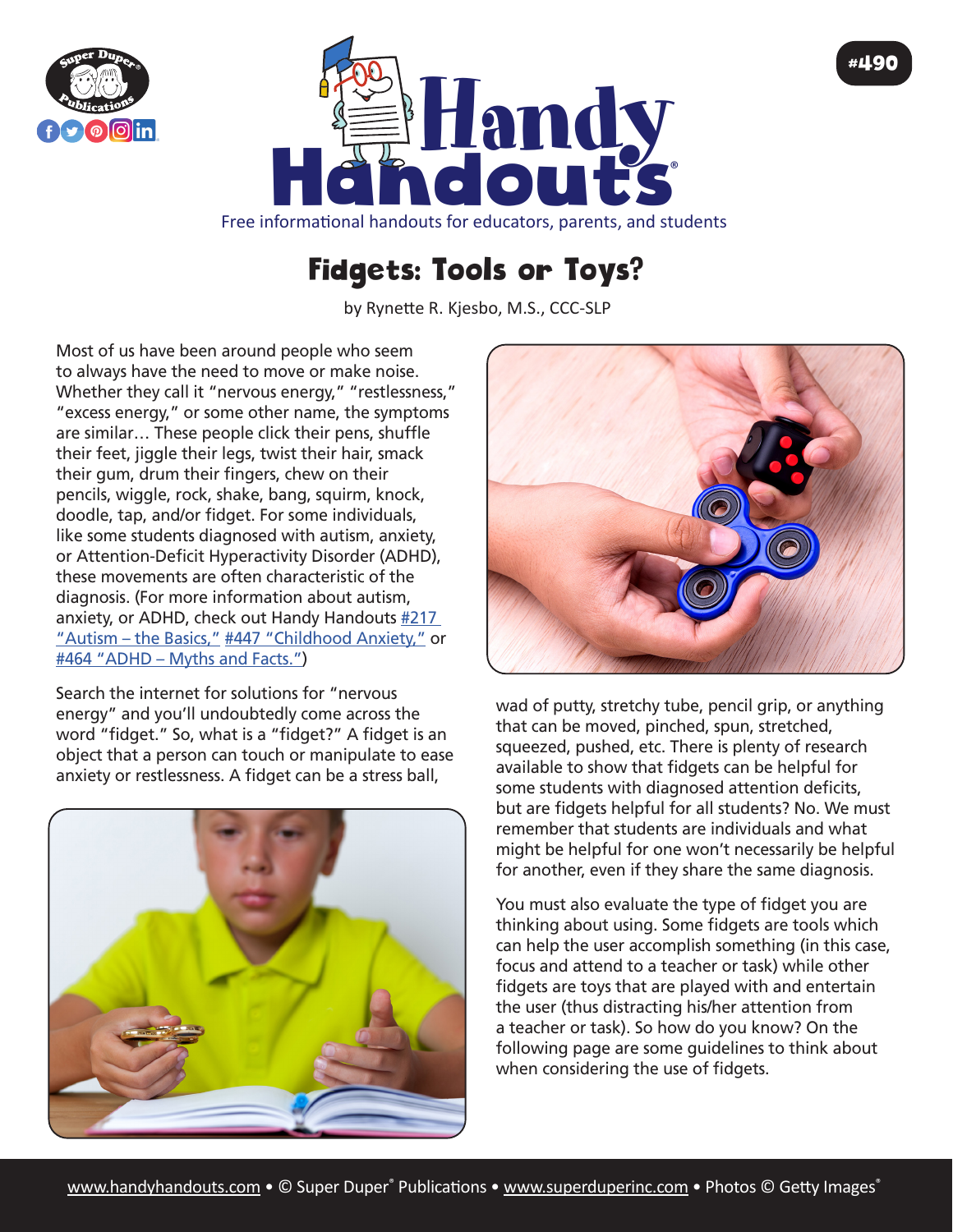# Fidgets: Tools or Toys?

by Rynette R. Kjesbo, M.S., CCC-SLP

Most of us have been around people who seem to always have the need to move or make noise. Whether they call it "nervous energy," "restlessness," "excess energy," or some other name, the symptoms are similar… These people click their pens, shuffle their feet, jiggle their legs, twist their hair, smack their gum, drum their fingers, chew on their pencils, wiggle, rock, shake, bang, squirm, knock, doodle, tap, and/or fidget. For some individuals, like some students diagnosed with autism, anxiety, or Attention-Deficit Hyperactivity Disorder (ADHD), these movements are often characteristic of the diagnosis. (For more information about autism, anxiety, or ADHD, check out Handy Handouts #217 "Autism – the Basics," #447 "Childhood Anxiety," or #464 "ADHD – Myths and Facts.")

Search the internet for solutions for "nervous energy" and you'll undoubtedly come across the word "fidget." So, what is a "fidget?" A fidget is an object that a person can touch or manipulate to ease anxiety or restlessness. A fidget can be a stress ball, wad of putty, stretchy tube, pencil grip, or anything that can be moved, pinched, spun, stretched, squeezed, pushed, etc. There is plenty of research available to show that fidgets can be helpful for some students with diagnosed attention deficits, but are fidgets helpful for all students? No. We must remember that students are individuals and what might be helpful for one won't necessarily be helpful for another, even if they share the same diagnosis.

You must also evaluate the type of fidget you are thinking about using. Some fidgets are tools which can help the user accomplish something (in this case, focus and attend to a teacher or task) while other fidgets are toys that are played with and entertain the user (thus distracting his/her attention from a teacher or task). So how do you know? On the following page are some guidelines to think about when considering the use of fidgets.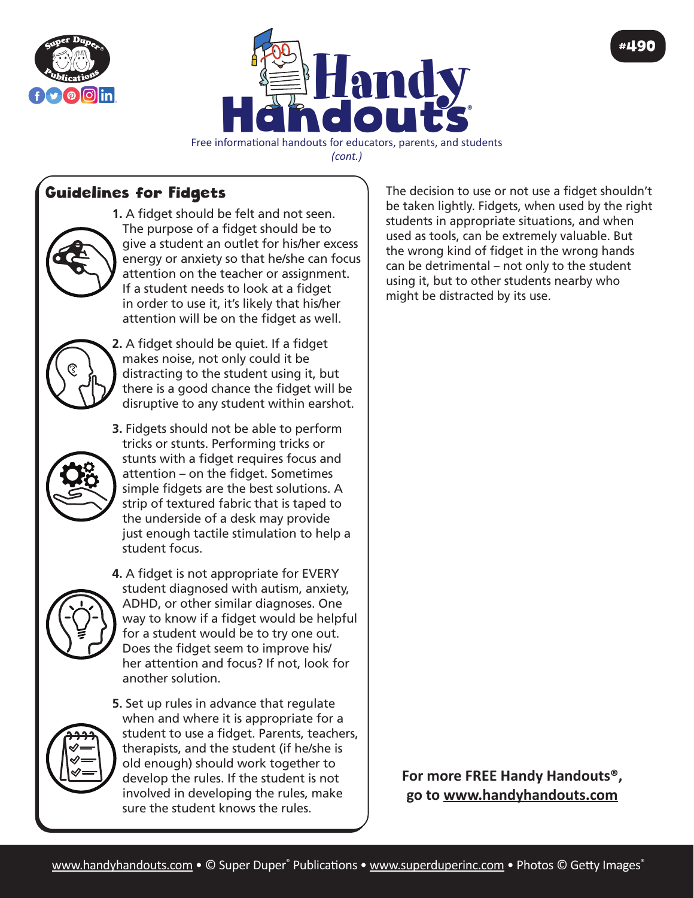## Guidelines for Fidgets

1. A fidget should be felt and not seen. The purpose of a fidget should be to give a student an outlet for his/her excess energy or anxiety so that he/she can focus attention on the teacher or assignment. If a student needs to look at a fidget in order to use it, it's likely that his/her attention will be on the fidget as well.

2. A fidget should be quiet. If a fidget makes noise, not only could it be distracting to the student using it, but there is a good chance the fidget will be disruptive to any student within earshot.

3. Fidgets should not be able to perform tricks or stunts. Performing tricks or stunts with a fidget requires focus and attention – on the fidget. Sometimes simple fidgets are the best solutions. A strip of textured fabric that is taped to the underside of a desk may provide just enough tactile stimulation to help a student focus.

4. A fidget is not appropriate for EVERY student diagnosed with autism, anxiety, ADHD, or other similar diagnoses. One way to know if a fidget would be helpful for a student would be to try one out. Does the fidget seem to improve his/her attention and focus? If not, look for another solution.

5. Set up rules in advance that regulate when and where it is appropriate for a student to use a fidget. Parents, teachers, therapists, and the student (if he/she is old enough) should work together to develop the rules. If the student is not involved in developing the rules, make sure the student knows the rules.

The decision to use or not use a fidget shouldn't be taken lightly. Fidgets, when used by the right students in appropriate situations, and when used as tools, can be extremely valuable. But the wrong kind of fidget in the wrong hands can be detrimental – not only to the student using it, but to other students nearby who might be distracted by its use.

**For more FREE Handy Handouts®, go to www.handyhandouts.com**